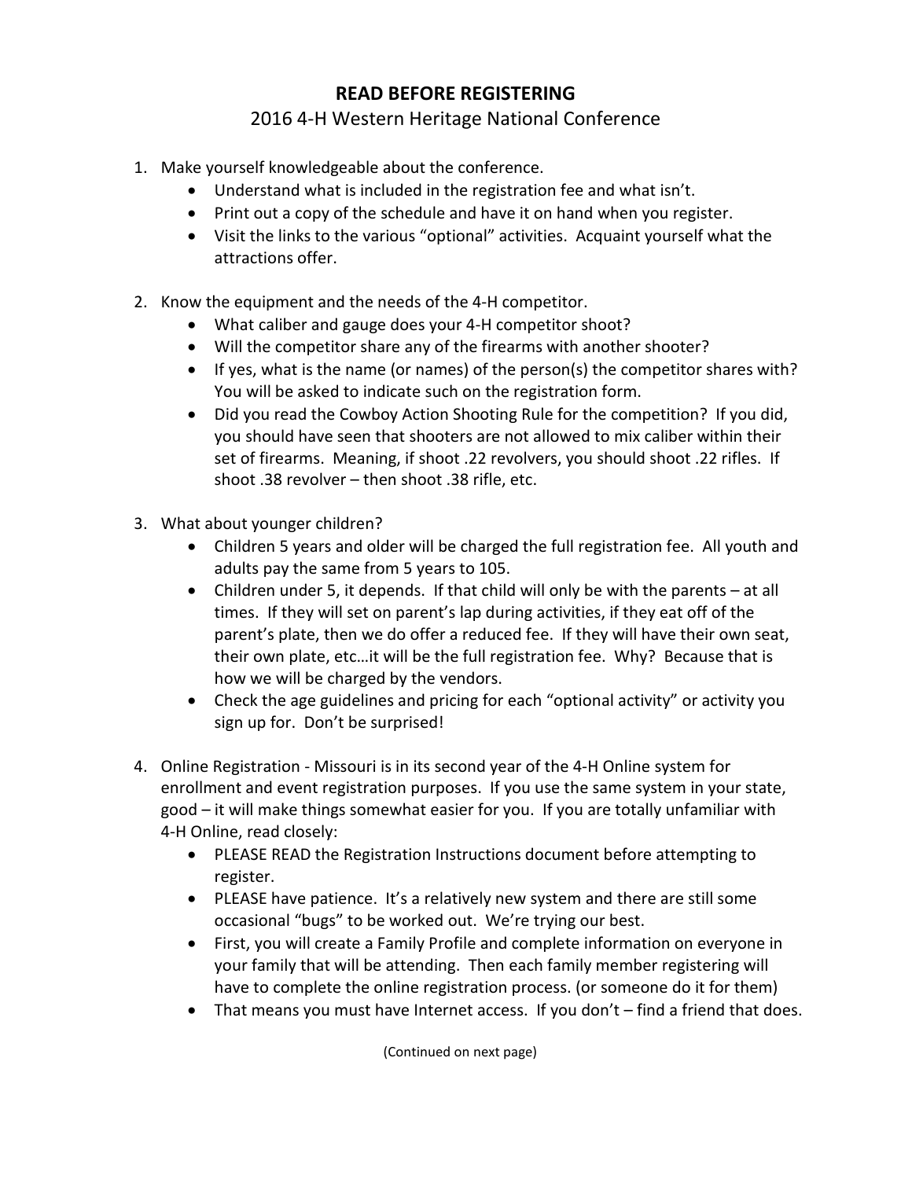# READ BEFORE REGISTERING

## 2016 4-H Western Heritage National Conference

1. Make yourself knowledgeable about the conference.
   - Understand what is included in the registration fee and what isn't.
   - Print out a copy of the schedule and have it on hand when you register.
   - Visit the links to the various "optional" activities. Acquaint yourself what the attractions offer.

2. Know the equipment and the needs of the 4-H competitor.
   - What caliber and gauge does your 4-H competitor shoot?
   - Will the competitor share any of the firearms with another shooter?
   - If yes, what is the name (or names) of the person(s) the competitor shares with? You will be asked to indicate such on the registration form.
   - Did you read the Cowboy Action Shooting Rule for the competition? If you did, you should have seen that shooters are not allowed to mix caliber within their set of firearms. Meaning, if shoot .22 revolvers, you should shoot .22 rifles. If shoot .38 revolver – then shoot .38 rifle, etc.

3. What about younger children?
   - Children 5 years and older will be charged the full registration fee. All youth and adults pay the same from 5 years to 105.
   - Children under 5, it depends. If that child will only be with the parents – at all times. If they will set on parent's lap during activities, if they eat off of the parent's plate, then we do offer a reduced fee. If they will have their own seat, their own plate, etc…it will be the full registration fee. Why? Because that is how we will be charged by the vendors.
   - Check the age guidelines and pricing for each "optional activity" or activity you sign up for. Don't be surprised!

4. Online Registration - Missouri is in its second year of the 4-H Online system for enrollment and event registration purposes. If you use the same system in your state, good – it will make things somewhat easier for you. If you are totally unfamiliar with 4-H Online, read closely:
   - PLEASE READ the Registration Instructions document before attempting to register.
   - PLEASE have patience. It's a relatively new system and there are still some occasional "bugs" to be worked out. We're trying our best.
   - First, you will create a Family Profile and complete information on everyone in your family that will be attending. Then each family member registering will have to complete the online registration process. (or someone do it for them)
   - That means you must have Internet access. If you don't – find a friend that does.

(Continued on next page)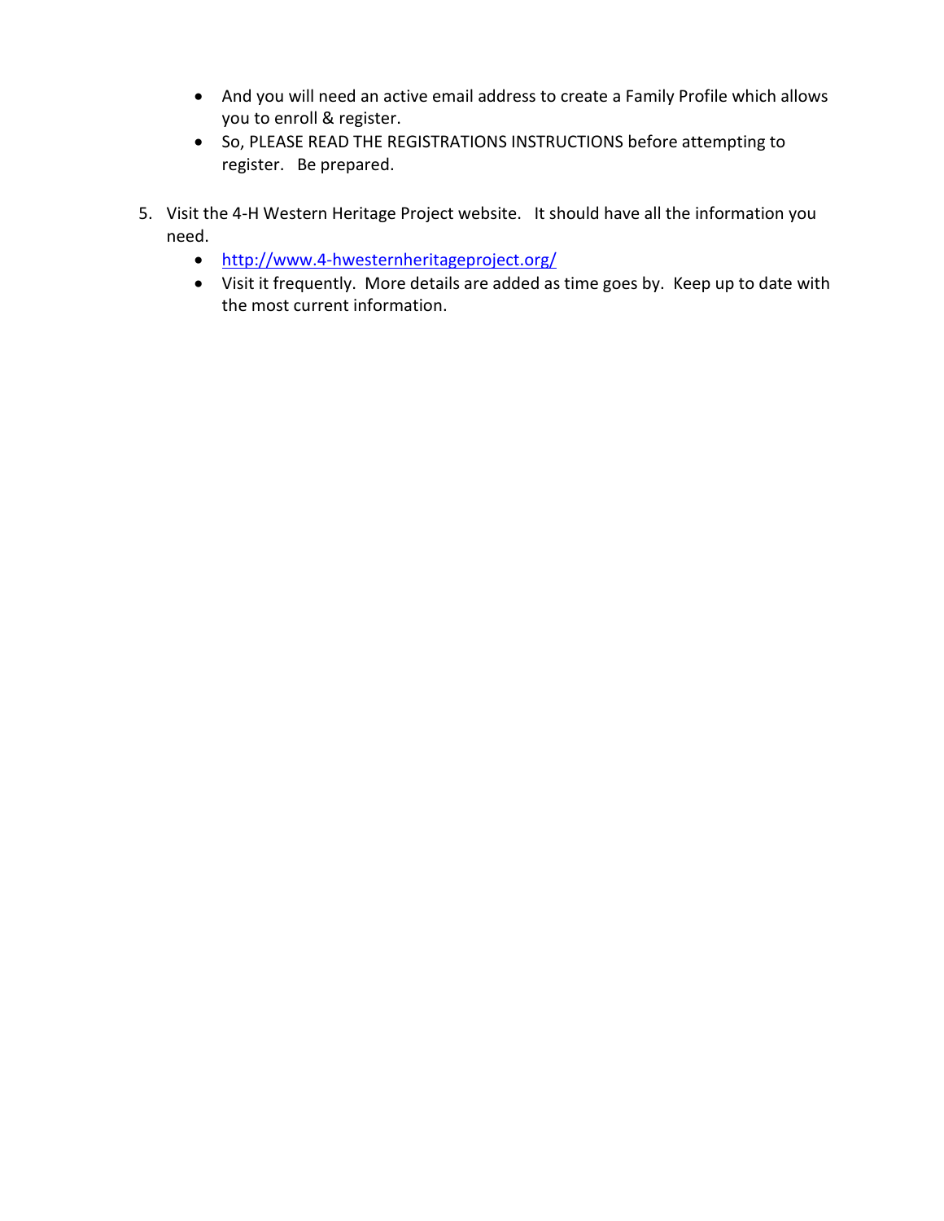- And you will need an active email address to create a Family Profile which allows you to enroll & register.
- So, PLEASE READ THE REGISTRATIONS INSTRUCTIONS before attempting to register. Be prepared.

5. Visit the 4-H Western Heritage Project website. It should have all the information you need.
    - http://www.4-hwesternheritageproject.org/
    - Visit it frequently. More details are added as time goes by. Keep up to date with the most current information.